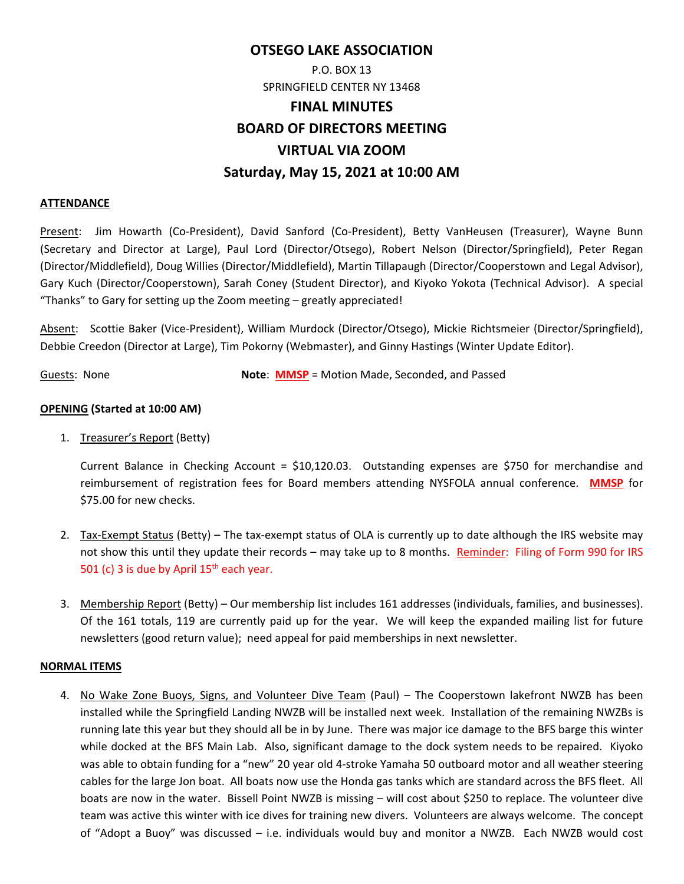# OTSEGO LAKE ASSOCIATION

P.O. BOX 13
SPRINGFIELD CENTER NY 13468

## FINAL MINUTES
## BOARD OF DIRECTORS MEETING
## VIRTUAL VIA ZOOM
## Saturday, May 15, 2021 at 10:00 AM

**ATTENDANCE**

Present: Jim Howarth (Co-President), David Sanford (Co-President), Betty VanHeusen (Treasurer), Wayne Bunn (Secretary and Director at Large), Paul Lord (Director/Otsego), Robert Nelson (Director/Springfield), Peter Regan (Director/Middlefield), Doug Willies (Director/Middlefield), Martin Tillapaugh (Director/Cooperstown and Legal Advisor), Gary Kuch (Director/Cooperstown), Sarah Coney (Student Director), and Kiyoko Yokota (Technical Advisor). A special "Thanks" to Gary for setting up the Zoom meeting – greatly appreciated!

Absent: Scottie Baker (Vice-President), William Murdock (Director/Otsego), Mickie Richtsmeier (Director/Springfield), Debbie Creedon (Director at Large), Tim Pokorny (Webmaster), and Ginny Hastings (Winter Update Editor).

Guests: None **Note**: **MMSP** = Motion Made, Seconded, and Passed

**OPENING (Started at 10:00 AM)**

1. Treasurer's Report (Betty)

   Current Balance in Checking Account = $10,120.03. Outstanding expenses are $750 for merchandise and reimbursement of registration fees for Board members attending NYSFOLA annual conference. **MMSP** for $75.00 for new checks.

2. Tax-Exempt Status (Betty) – The tax-exempt status of OLA is currently up to date although the IRS website may not show this until they update their records – may take up to 8 months. Reminder: Filing of Form 990 for IRS 501 (c) 3 is due by April 15th each year.

3. Membership Report (Betty) – Our membership list includes 161 addresses (individuals, families, and businesses). Of the 161 totals, 119 are currently paid up for the year. We will keep the expanded mailing list for future newsletters (good return value); need appeal for paid memberships in next newsletter.

**NORMAL ITEMS**

4. No Wake Zone Buoys, Signs, and Volunteer Dive Team (Paul) – The Cooperstown lakefront NWZB has been installed while the Springfield Landing NWZB will be installed next week. Installation of the remaining NWZBs is running late this year but they should all be in by June. There was major ice damage to the BFS barge this winter while docked at the BFS Main Lab. Also, significant damage to the dock system needs to be repaired. Kiyoko was able to obtain funding for a "new" 20 year old 4-stroke Yamaha 50 outboard motor and all weather steering cables for the large Jon boat. All boats now use the Honda gas tanks which are standard across the BFS fleet. All boats are now in the water. Bissell Point NWZB is missing – will cost about $250 to replace. The volunteer dive team was active this winter with ice dives for training new divers. Volunteers are always welcome. The concept of "Adopt a Buoy" was discussed – i.e. individuals would buy and monitor a NWZB. Each NWZB would cost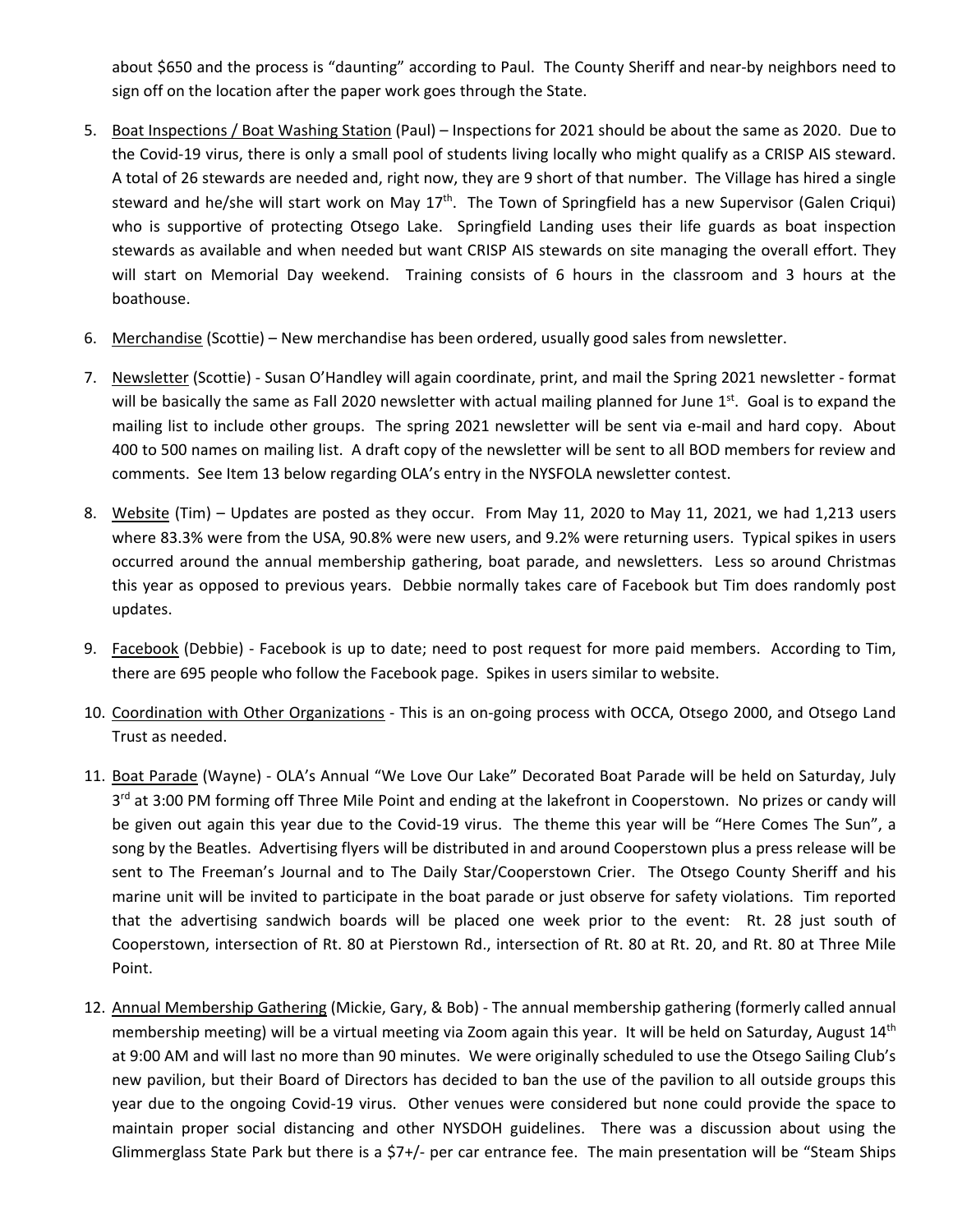about $650 and the process is "daunting" according to Paul. The County Sheriff and near-by neighbors need to sign off on the location after the paper work goes through the State.

5. Boat Inspections / Boat Washing Station (Paul) – Inspections for 2021 should be about the same as 2020. Due to the Covid-19 virus, there is only a small pool of students living locally who might qualify as a CRISP AIS steward. A total of 26 stewards are needed and, right now, they are 9 short of that number. The Village has hired a single steward and he/she will start work on May 17th. The Town of Springfield has a new Supervisor (Galen Criqui) who is supportive of protecting Otsego Lake. Springfield Landing uses their life guards as boat inspection stewards as available and when needed but want CRISP AIS stewards on site managing the overall effort. They will start on Memorial Day weekend. Training consists of 6 hours in the classroom and 3 hours at the boathouse.

6. Merchandise (Scottie) – New merchandise has been ordered, usually good sales from newsletter.

7. Newsletter (Scottie) - Susan O'Handley will again coordinate, print, and mail the Spring 2021 newsletter - format will be basically the same as Fall 2020 newsletter with actual mailing planned for June 1st. Goal is to expand the mailing list to include other groups. The spring 2021 newsletter will be sent via e-mail and hard copy. About 400 to 500 names on mailing list. A draft copy of the newsletter will be sent to all BOD members for review and comments. See Item 13 below regarding OLA's entry in the NYSFOLA newsletter contest.

8. Website (Tim) – Updates are posted as they occur. From May 11, 2020 to May 11, 2021, we had 1,213 users where 83.3% were from the USA, 90.8% were new users, and 9.2% were returning users. Typical spikes in users occurred around the annual membership gathering, boat parade, and newsletters. Less so around Christmas this year as opposed to previous years. Debbie normally takes care of Facebook but Tim does randomly post updates.

9. Facebook (Debbie) - Facebook is up to date; need to post request for more paid members. According to Tim, there are 695 people who follow the Facebook page. Spikes in users similar to website.

10. Coordination with Other Organizations - This is an on-going process with OCCA, Otsego 2000, and Otsego Land Trust as needed.

11. Boat Parade (Wayne) - OLA's Annual "We Love Our Lake" Decorated Boat Parade will be held on Saturday, July 3rd at 3:00 PM forming off Three Mile Point and ending at the lakefront in Cooperstown. No prizes or candy will be given out again this year due to the Covid-19 virus. The theme this year will be "Here Comes The Sun", a song by the Beatles. Advertising flyers will be distributed in and around Cooperstown plus a press release will be sent to The Freeman's Journal and to The Daily Star/Cooperstown Crier. The Otsego County Sheriff and his marine unit will be invited to participate in the boat parade or just observe for safety violations. Tim reported that the advertising sandwich boards will be placed one week prior to the event: Rt. 28 just south of Cooperstown, intersection of Rt. 80 at Pierstown Rd., intersection of Rt. 80 at Rt. 20, and Rt. 80 at Three Mile Point.

12. Annual Membership Gathering (Mickie, Gary, & Bob) - The annual membership gathering (formerly called annual membership meeting) will be a virtual meeting via Zoom again this year. It will be held on Saturday, August 14th at 9:00 AM and will last no more than 90 minutes. We were originally scheduled to use the Otsego Sailing Club's new pavilion, but their Board of Directors has decided to ban the use of the pavilion to all outside groups this year due to the ongoing Covid-19 virus. Other venues were considered but none could provide the space to maintain proper social distancing and other NYSDOH guidelines. There was a discussion about using the Glimmerglass State Park but there is a $7+/- per car entrance fee. The main presentation will be "Steam Ships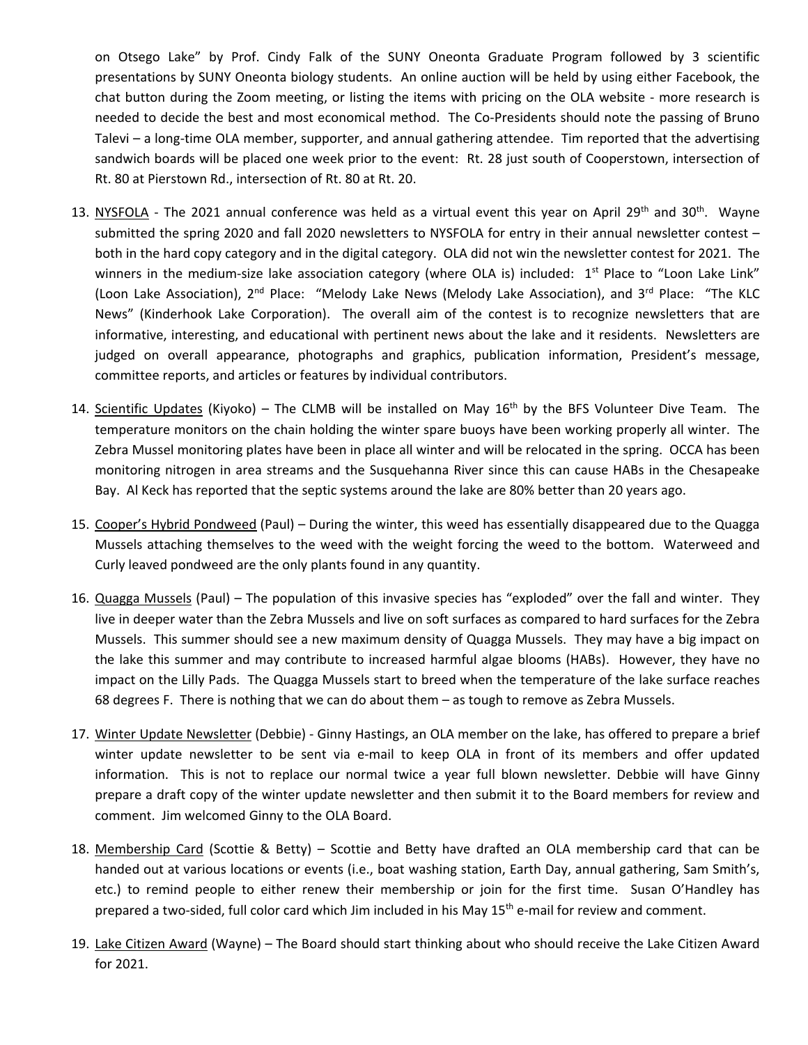on Otsego Lake" by Prof. Cindy Falk of the SUNY Oneonta Graduate Program followed by 3 scientific presentations by SUNY Oneonta biology students. An online auction will be held by using either Facebook, the chat button during the Zoom meeting, or listing the items with pricing on the OLA website - more research is needed to decide the best and most economical method. The Co-Presidents should note the passing of Bruno Talevi – a long-time OLA member, supporter, and annual gathering attendee. Tim reported that the advertising sandwich boards will be placed one week prior to the event: Rt. 28 just south of Cooperstown, intersection of Rt. 80 at Pierstown Rd., intersection of Rt. 80 at Rt. 20.

13. <u>NYSFOLA</u> - The 2021 annual conference was held as a virtual event this year on April 29th and 30th. Wayne submitted the spring 2020 and fall 2020 newsletters to NYSFOLA for entry in their annual newsletter contest – both in the hard copy category and in the digital category. OLA did not win the newsletter contest for 2021. The winners in the medium-size lake association category (where OLA is) included: 1st Place to "Loon Lake Link" (Loon Lake Association), 2nd Place: "Melody Lake News (Melody Lake Association), and 3rd Place: "The KLC News" (Kinderhook Lake Corporation). The overall aim of the contest is to recognize newsletters that are informative, interesting, and educational with pertinent news about the lake and it residents. Newsletters are judged on overall appearance, photographs and graphics, publication information, President's message, committee reports, and articles or features by individual contributors.

14. <u>Scientific Updates</u> (Kiyoko) – The CLMB will be installed on May 16th by the BFS Volunteer Dive Team. The temperature monitors on the chain holding the winter spare buoys have been working properly all winter. The Zebra Mussel monitoring plates have been in place all winter and will be relocated in the spring. OCCA has been monitoring nitrogen in area streams and the Susquehanna River since this can cause HABs in the Chesapeake Bay. Al Keck has reported that the septic systems around the lake are 80% better than 20 years ago.

15. <u>Cooper's Hybrid Pondweed</u> (Paul) – During the winter, this weed has essentially disappeared due to the Quagga Mussels attaching themselves to the weed with the weight forcing the weed to the bottom. Waterweed and Curly leaved pondweed are the only plants found in any quantity.

16. <u>Quagga Mussels</u> (Paul) – The population of this invasive species has "exploded" over the fall and winter. They live in deeper water than the Zebra Mussels and live on soft surfaces as compared to hard surfaces for the Zebra Mussels. This summer should see a new maximum density of Quagga Mussels. They may have a big impact on the lake this summer and may contribute to increased harmful algae blooms (HABs). However, they have no impact on the Lilly Pads. The Quagga Mussels start to breed when the temperature of the lake surface reaches 68 degrees F. There is nothing that we can do about them – as tough to remove as Zebra Mussels.

17. <u>Winter Update Newsletter</u> (Debbie) - Ginny Hastings, an OLA member on the lake, has offered to prepare a brief winter update newsletter to be sent via e-mail to keep OLA in front of its members and offer updated information. This is not to replace our normal twice a year full blown newsletter. Debbie will have Ginny prepare a draft copy of the winter update newsletter and then submit it to the Board members for review and comment. Jim welcomed Ginny to the OLA Board.

18. <u>Membership Card</u> (Scottie & Betty) – Scottie and Betty have drafted an OLA membership card that can be handed out at various locations or events (i.e., boat washing station, Earth Day, annual gathering, Sam Smith's, etc.) to remind people to either renew their membership or join for the first time. Susan O'Handley has prepared a two-sided, full color card which Jim included in his May 15th e-mail for review and comment.

19. <u>Lake Citizen Award</u> (Wayne) – The Board should start thinking about who should receive the Lake Citizen Award for 2021.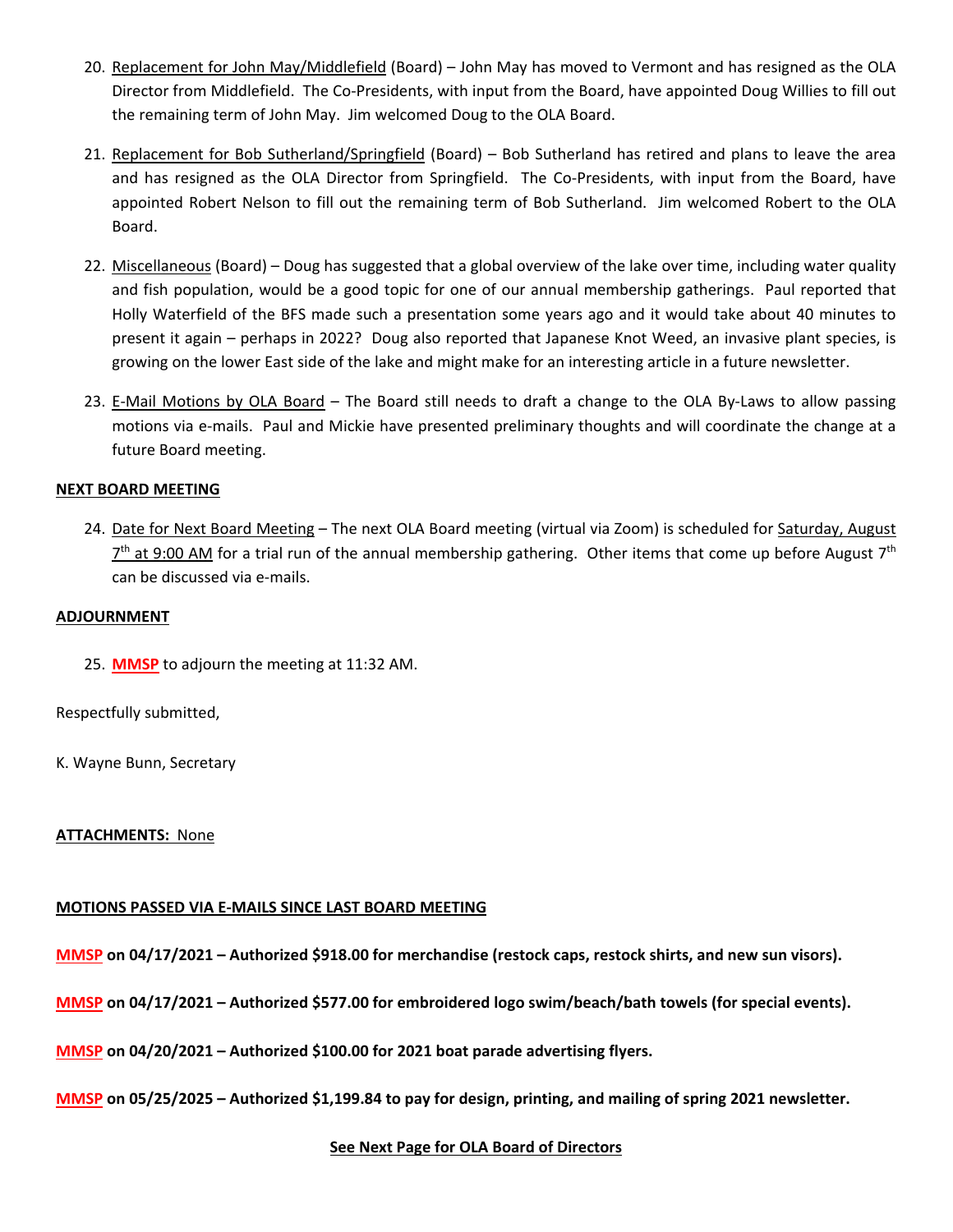20. Replacement for John May/Middlefield (Board) – John May has moved to Vermont and has resigned as the OLA Director from Middlefield. The Co-Presidents, with input from the Board, have appointed Doug Willies to fill out the remaining term of John May. Jim welcomed Doug to the OLA Board.

21. Replacement for Bob Sutherland/Springfield (Board) – Bob Sutherland has retired and plans to leave the area and has resigned as the OLA Director from Springfield. The Co-Presidents, with input from the Board, have appointed Robert Nelson to fill out the remaining term of Bob Sutherland. Jim welcomed Robert to the OLA Board.

22. Miscellaneous (Board) – Doug has suggested that a global overview of the lake over time, including water quality and fish population, would be a good topic for one of our annual membership gatherings. Paul reported that Holly Waterfield of the BFS made such a presentation some years ago and it would take about 40 minutes to present it again – perhaps in 2022? Doug also reported that Japanese Knot Weed, an invasive plant species, is growing on the lower East side of the lake and might make for an interesting article in a future newsletter.

23. E-Mail Motions by OLA Board – The Board still needs to draft a change to the OLA By-Laws to allow passing motions via e-mails. Paul and Mickie have presented preliminary thoughts and will coordinate the change at a future Board meeting.

**NEXT BOARD MEETING**

24. Date for Next Board Meeting – The next OLA Board meeting (virtual via Zoom) is scheduled for Saturday, August 7th at 9:00 AM for a trial run of the annual membership gathering. Other items that come up before August 7th can be discussed via e-mails.

**ADJOURNMENT**

25. **MMSP** to adjourn the meeting at 11:32 AM.

Respectfully submitted,

K. Wayne Bunn, Secretary

**ATTACHMENTS:** None

**MOTIONS PASSED VIA E-MAILS SINCE LAST BOARD MEETING**

**MMSP on 04/17/2021 – Authorized $918.00 for merchandise (restock caps, restock shirts, and new sun visors).**

**MMSP on 04/17/2021 – Authorized $577.00 for embroidered logo swim/beach/bath towels (for special events).**

**MMSP on 04/20/2021 – Authorized $100.00 for 2021 boat parade advertising flyers.**

**MMSP on 05/25/2025 – Authorized $1,199.84 to pay for design, printing, and mailing of spring 2021 newsletter.**

**See Next Page for OLA Board of Directors**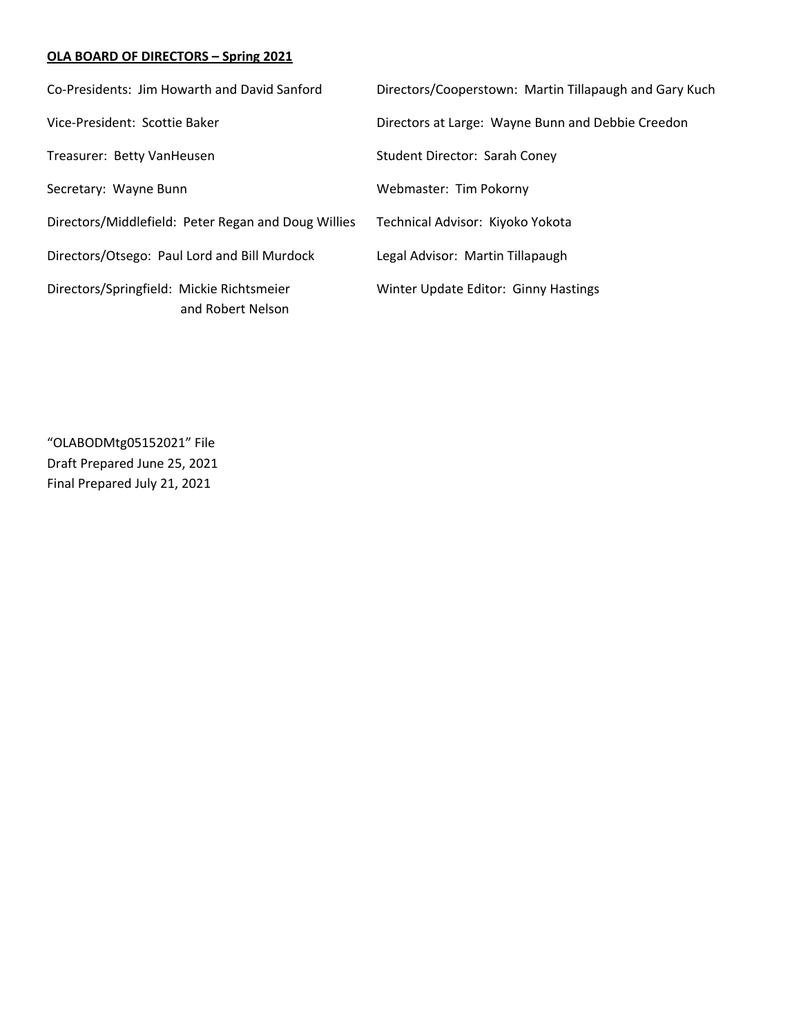**OLA BOARD OF DIRECTORS – Spring 2021**

Co-Presidents: Jim Howarth and David Sanford

Vice-President: Scottie Baker

Treasurer: Betty VanHeusen

Secretary: Wayne Bunn

Directors/Middlefield: Peter Regan and Doug Willies

Directors/Otsego: Paul Lord and Bill Murdock

Directors/Springfield: Mickie Richtsmeier and Robert Nelson

Directors/Cooperstown: Martin Tillapaugh and Gary Kuch

Directors at Large: Wayne Bunn and Debbie Creedon

Student Director: Sarah Coney

Webmaster: Tim Pokorny

Technical Advisor: Kiyoko Yokota

Legal Advisor: Martin Tillapaugh

Winter Update Editor: Ginny Hastings

"OLABODMtg05152021" File
Draft Prepared June 25, 2021
Final Prepared July 21, 2021